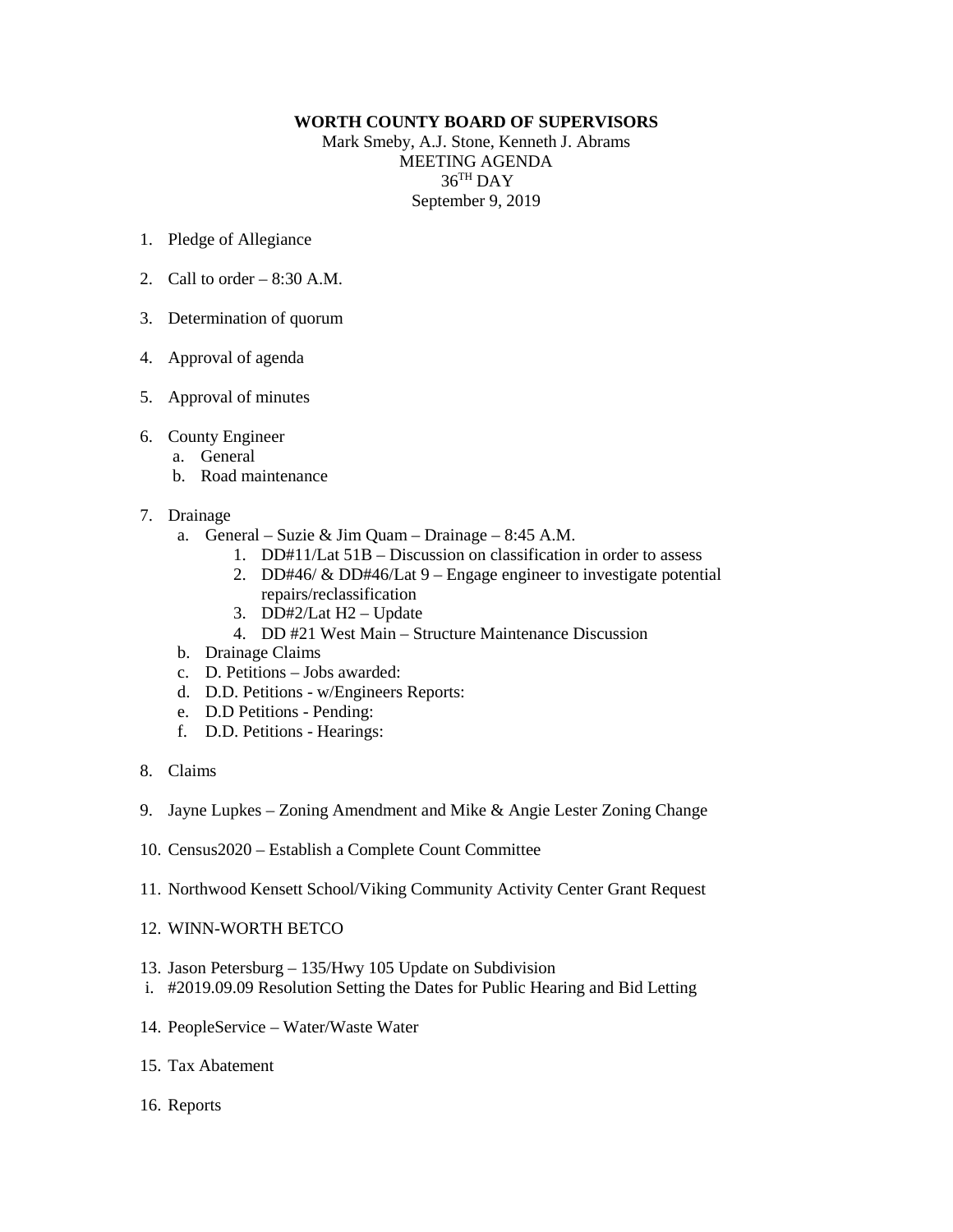**WORTH COUNTY BOARD OF SUPERVISORS**

Mark Smeby, A.J. Stone, Kenneth J. Abrams

MEETING AGENDA

36TH DAY

September 9, 2019

1. Pledge of Allegiance

2. Call to order – 8:30 A.M.

3. Determination of quorum

4. Approval of agenda

5. Approval of minutes

6. County Engineer
   a. General
   b. Road maintenance

7. Drainage
   a. General – Suzie & Jim Quam – Drainage – 8:45 A.M.
      1. DD#11/Lat 51B – Discussion on classification in order to assess
      2. DD#46/ & DD#46/Lat 9 – Engage engineer to investigate potential repairs/reclassification
      3. DD#2/Lat H2 – Update
      4. DD #21 West Main – Structure Maintenance Discussion
   b. Drainage Claims
   c. D. Petitions – Jobs awarded:
   d. D.D. Petitions - w/Engineers Reports:
   e. D.D Petitions - Pending:
   f. D.D. Petitions - Hearings:

8. Claims

9. Jayne Lupkes – Zoning Amendment and Mike & Angie Lester Zoning Change

10. Census2020 – Establish a Complete Count Committee

11. Northwood Kensett School/Viking Community Activity Center Grant Request

12. WINN-WORTH BETCO

13. Jason Petersburg – 135/Hwy 105 Update on Subdivision
   i. #2019.09.09 Resolution Setting the Dates for Public Hearing and Bid Letting

14. PeopleService – Water/Waste Water

15. Tax Abatement

16. Reports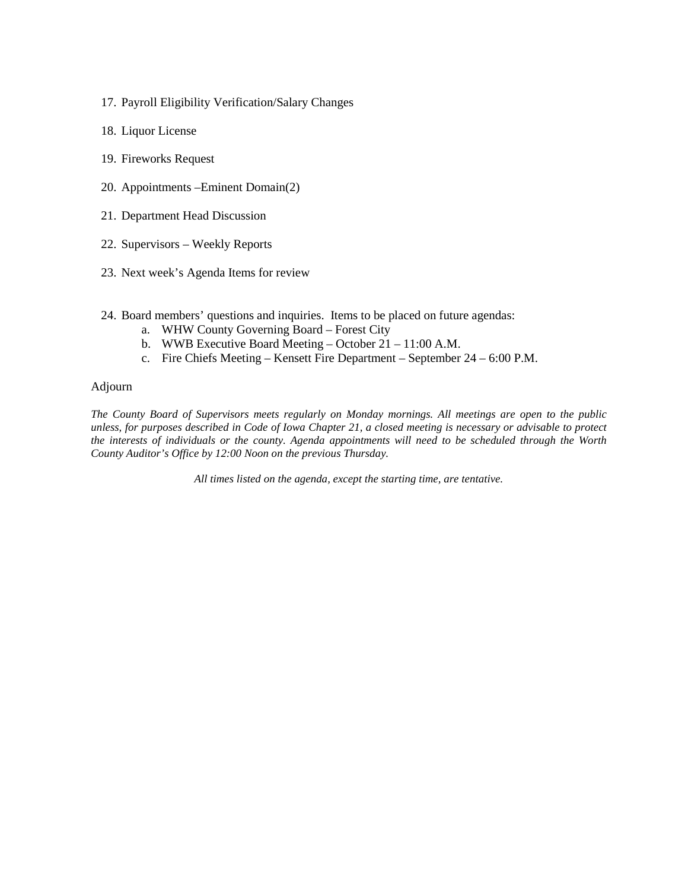17. Payroll Eligibility Verification/Salary Changes

18. Liquor License

19. Fireworks Request

20. Appointments –Eminent Domain(2)

21. Department Head Discussion

22. Supervisors – Weekly Reports

23. Next week's Agenda Items for review

24. Board members' questions and inquiries. Items to be placed on future agendas:
    a. WHW County Governing Board – Forest City
    b. WWB Executive Board Meeting – October 21 – 11:00 A.M.
    c. Fire Chiefs Meeting – Kensett Fire Department – September 24 – 6:00 P.M.

Adjourn

*The County Board of Supervisors meets regularly on Monday mornings. All meetings are open to the public unless, for purposes described in Code of Iowa Chapter 21, a closed meeting is necessary or advisable to protect the interests of individuals or the county. Agenda appointments will need to be scheduled through the Worth County Auditor's Office by 12:00 Noon on the previous Thursday.*

*All times listed on the agenda, except the starting time, are tentative.*